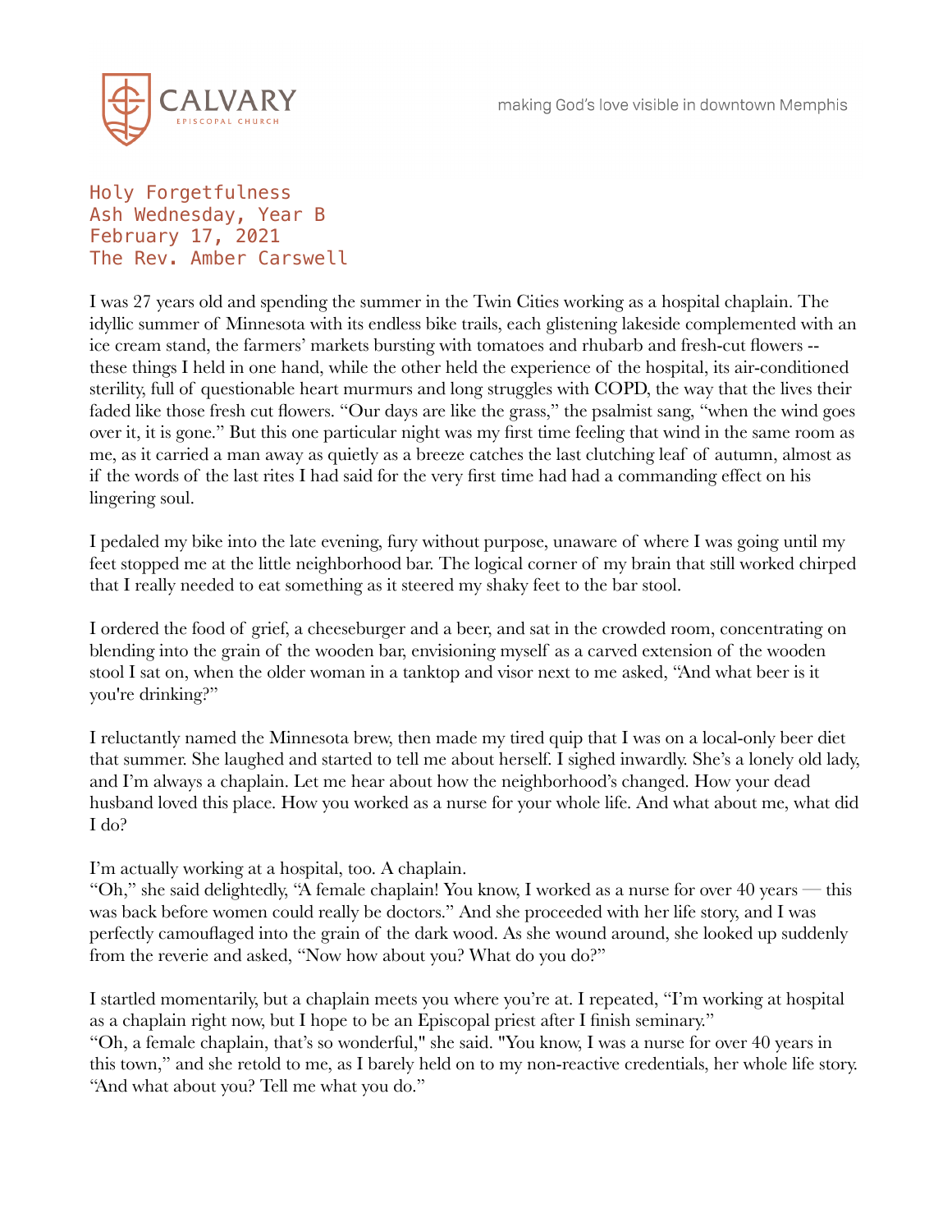CALVARY

EPISCOPAL CHURCH

making God's love visible in downtown Memphis

# Holy Forgetfulness

Ash Wednesday, Year B
February 17, 2021
The Rev. Amber Carswell

I was 27 years old and spending the summer in the Twin Cities working as a hospital chaplain. The idyllic summer of Minnesota with its endless bike trails, each glistening lakeside complemented with an ice cream stand, the farmers' markets bursting with tomatoes and rhubarb and fresh-cut flowers -- these things I held in one hand, while the other held the experience of the hospital, its air-conditioned sterility, full of questionable heart murmurs and long struggles with COPD, the way that the lives their faded like those fresh cut flowers. "Our days are like the grass," the psalmist sang, "when the wind goes over it, it is gone." But this one particular night was my first time feeling that wind in the same room as me, as it carried a man away as quietly as a breeze catches the last clutching leaf of autumn, almost as if the words of the last rites I had said for the very first time had had a commanding effect on his lingering soul.

I pedaled my bike into the late evening, fury without purpose, unaware of where I was going until my feet stopped me at the little neighborhood bar. The logical corner of my brain that still worked chirped that I really needed to eat something as it steered my shaky feet to the bar stool.

I ordered the food of grief, a cheeseburger and a beer, and sat in the crowded room, concentrating on blending into the grain of the wooden bar, envisioning myself as a carved extension of the wooden stool I sat on, when the older woman in a tanktop and visor next to me asked, "And what beer is it you're drinking?"

I reluctantly named the Minnesota brew, then made my tired quip that I was on a local-only beer diet that summer. She laughed and started to tell me about herself. I sighed inwardly. She's a lonely old lady, and I'm always a chaplain. Let me hear about how the neighborhood's changed. How your dead husband loved this place. How you worked as a nurse for your whole life. And what about me, what did I do?

I'm actually working at a hospital, too. A chaplain.
"Oh," she said delightedly, "A female chaplain! You know, I worked as a nurse for over 40 years — this was back before women could really be doctors." And she proceeded with her life story, and I was perfectly camouflaged into the grain of the dark wood. As she wound around, she looked up suddenly from the reverie and asked, "Now how about you? What do you do?"

I startled momentarily, but a chaplain meets you where you're at. I repeated, "I'm working at hospital as a chaplain right now, but I hope to be an Episcopal priest after I finish seminary."
"Oh, a female chaplain, that's so wonderful," she said. "You know, I was a nurse for over 40 years in this town," and she retold to me, as I barely held on to my non-reactive credentials, her whole life story. "And what about you? Tell me what you do."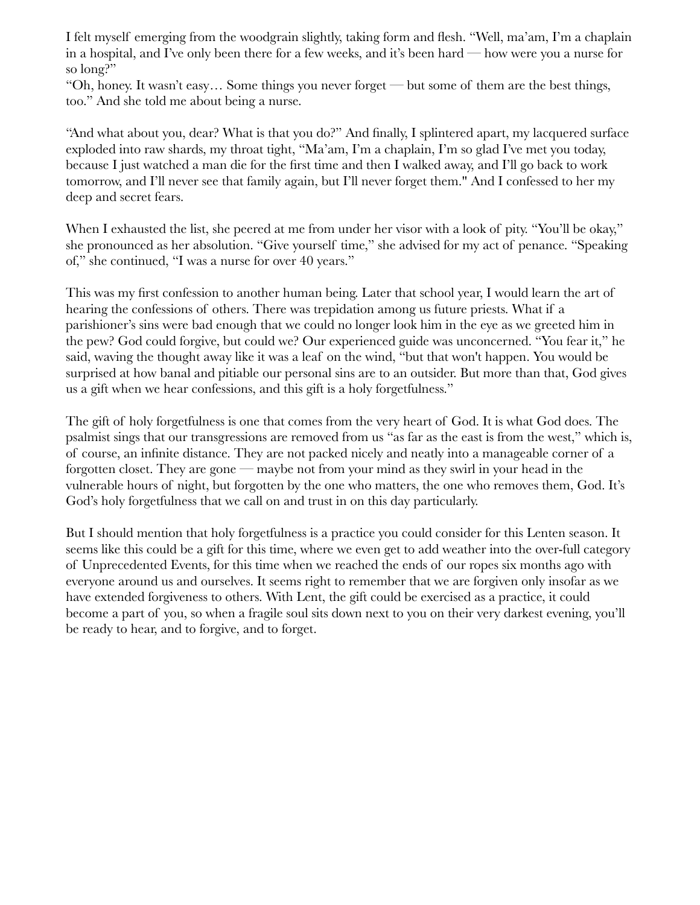I felt myself emerging from the woodgrain slightly, taking form and flesh. "Well, ma'am, I'm a chaplain in a hospital, and I've only been there for a few weeks, and it's been hard — how were you a nurse for so long?"
"Oh, honey. It wasn't easy… Some things you never forget — but some of them are the best things, too." And she told me about being a nurse.

"And what about you, dear? What is that you do?" And finally, I splintered apart, my lacquered surface exploded into raw shards, my throat tight, "Ma'am, I'm a chaplain, I'm so glad I've met you today, because I just watched a man die for the first time and then I walked away, and I'll go back to work tomorrow, and I'll never see that family again, but I'll never forget them." And I confessed to her my deep and secret fears.

When I exhausted the list, she peered at me from under her visor with a look of pity. "You'll be okay," she pronounced as her absolution. "Give yourself time," she advised for my act of penance. "Speaking of," she continued, "I was a nurse for over 40 years."

This was my first confession to another human being. Later that school year, I would learn the art of hearing the confessions of others. There was trepidation among us future priests. What if a parishioner's sins were bad enough that we could no longer look him in the eye as we greeted him in the pew? God could forgive, but could we? Our experienced guide was unconcerned. "You fear it," he said, waving the thought away like it was a leaf on the wind, "but that won't happen. You would be surprised at how banal and pitiable our personal sins are to an outsider. But more than that, God gives us a gift when we hear confessions, and this gift is a holy forgetfulness."

The gift of holy forgetfulness is one that comes from the very heart of God. It is what God does. The psalmist sings that our transgressions are removed from us "as far as the east is from the west," which is, of course, an infinite distance. They are not packed nicely and neatly into a manageable corner of a forgotten closet. They are gone — maybe not from your mind as they swirl in your head in the vulnerable hours of night, but forgotten by the one who matters, the one who removes them, God. It's God's holy forgetfulness that we call on and trust in on this day particularly.

But I should mention that holy forgetfulness is a practice you could consider for this Lenten season. It seems like this could be a gift for this time, where we even get to add weather into the over-full category of Unprecedented Events, for this time when we reached the ends of our ropes six months ago with everyone around us and ourselves. It seems right to remember that we are forgiven only insofar as we have extended forgiveness to others. With Lent, the gift could be exercised as a practice, it could become a part of you, so when a fragile soul sits down next to you on their very darkest evening, you'll be ready to hear, and to forgive, and to forget.